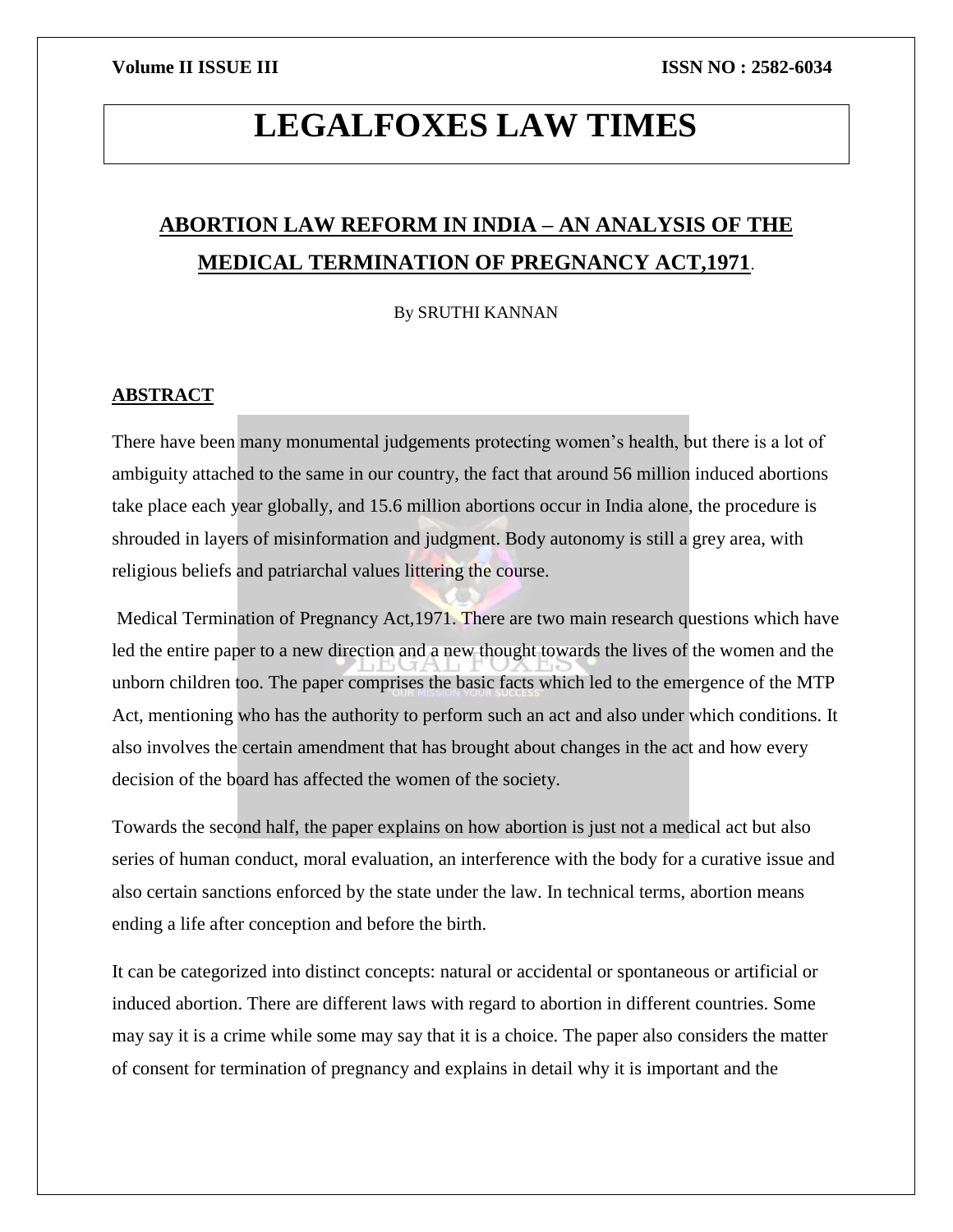# LEGALFOXES LAW TIMES

## ABORTION LAW REFORM IN INDIA – AN ANALYSIS OF THE MEDICAL TERMINATION OF PREGNANCY ACT,1971.

By SRUTHI KANNAN

### ABSTRACT

There have been many monumental judgements protecting women's health, but there is a lot of ambiguity attached to the same in our country, the fact that around 56 million induced abortions take place each year globally, and 15.6 million abortions occur in India alone, the procedure is shrouded in layers of misinformation and judgment. Body autonomy is still a grey area, with religious beliefs and patriarchal values littering the course.

Medical Termination of Pregnancy Act,1971. There are two main research questions which have led the entire paper to a new direction and a new thought towards the lives of the women and the unborn children too. The paper comprises the basic facts which led to the emergence of the MTP Act, mentioning who has the authority to perform such an act and also under which conditions. It also involves the certain amendment that has brought about changes in the act and how every decision of the board has affected the women of the society.

Towards the second half, the paper explains on how abortion is just not a medical act but also series of human conduct, moral evaluation, an interference with the body for a curative issue and also certain sanctions enforced by the state under the law. In technical terms, abortion means ending a life after conception and before the birth.

It can be categorized into distinct concepts: natural or accidental or spontaneous or artificial or induced abortion. There are different laws with regard to abortion in different countries. Some may say it is a crime while some may say that it is a choice. The paper also considers the matter of consent for termination of pregnancy and explains in detail why it is important and the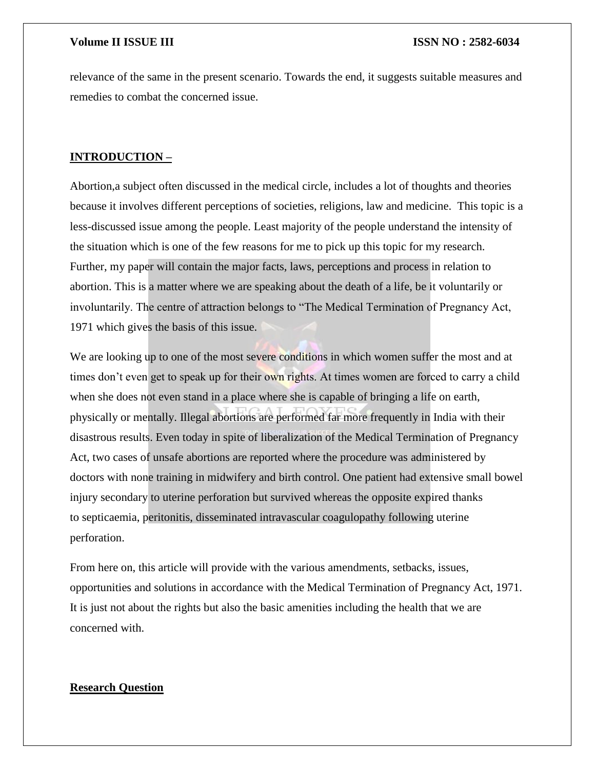relevance of the same in the present scenario. Towards the end, it suggests suitable measures and remedies to combat the concerned issue.

## INTRODUCTION –

Abortion,a subject often discussed in the medical circle, includes a lot of thoughts and theories because it involves different perceptions of societies, religions, law and medicine. This topic is a less-discussed issue among the people. Least majority of the people understand the intensity of the situation which is one of the few reasons for me to pick up this topic for my research. Further, my paper will contain the major facts, laws, perceptions and process in relation to abortion. This is a matter where we are speaking about the death of a life, be it voluntarily or involuntarily. The centre of attraction belongs to "The Medical Termination of Pregnancy Act, 1971 which gives the basis of this issue.

We are looking up to one of the most severe conditions in which women suffer the most and at times don't even get to speak up for their own rights. At times women are forced to carry a child when she does not even stand in a place where she is capable of bringing a life on earth, physically or mentally. Illegal abortions are performed far more frequently in India with their disastrous results. Even today in spite of liberalization of the Medical Termination of Pregnancy Act, two cases of unsafe abortions are reported where the procedure was administered by doctors with none training in midwifery and birth control. One patient had extensive small bowel injury secondary to uterine perforation but survived whereas the opposite expired thanks to septicaemia, peritonitis, disseminated intravascular coagulopathy following uterine perforation.

From here on, this article will provide with the various amendments, setbacks, issues, opportunities and solutions in accordance with the Medical Termination of Pregnancy Act, 1971. It is just not about the rights but also the basic amenities including the health that we are concerned with.

## Research Question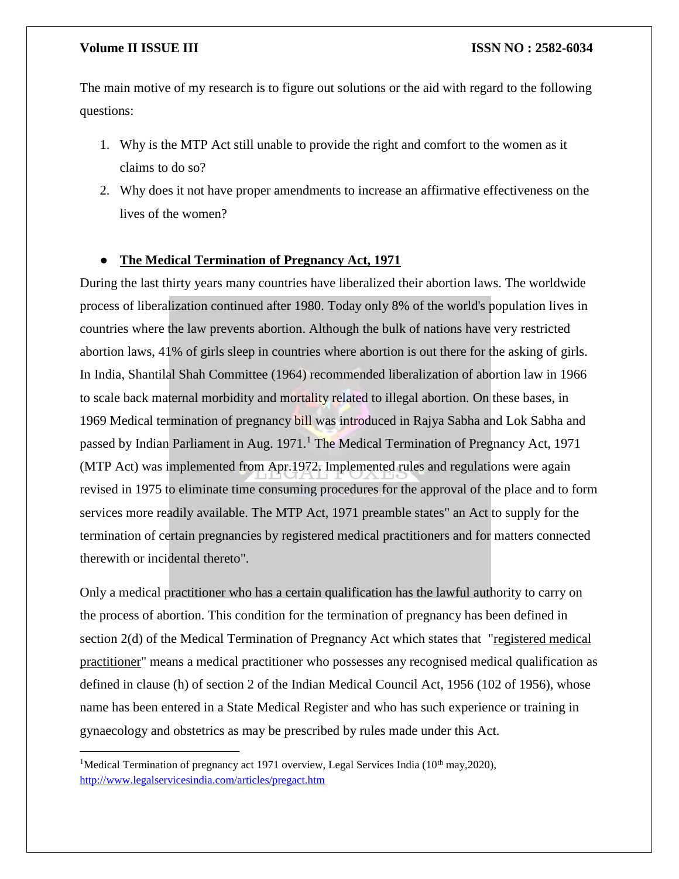The main motive of my research is to figure out solutions or the aid with regard to the following questions:

1. Why is the MTP Act still unable to provide the right and comfort to the women as it claims to do so?
2. Why does it not have proper amendments to increase an affirmative effectiveness on the lives of the women?

- **The Medical Termination of Pregnancy Act, 1971**

During the last thirty years many countries have liberalized their abortion laws. The worldwide process of liberalization continued after 1980. Today only 8% of the world's population lives in countries where the law prevents abortion. Although the bulk of nations have very restricted abortion laws, 41% of girls sleep in countries where abortion is out there for the asking of girls. In India, Shantilal Shah Committee (1964) recommended liberalization of abortion law in 1966 to scale back maternal morbidity and mortality related to illegal abortion. On these bases, in 1969 Medical termination of pregnancy bill was introduced in Rajya Sabha and Lok Sabha and passed by Indian Parliament in Aug. 1971.[1] The Medical Termination of Pregnancy Act, 1971 (MTP Act) was implemented from Apr.1972. Implemented rules and regulations were again revised in 1975 to eliminate time consuming procedures for the approval of the place and to form services more readily available. The MTP Act, 1971 preamble states" an Act to supply for the termination of certain pregnancies by registered medical practitioners and for matters connected therewith or incidental thereto".

Only a medical practitioner who has a certain qualification has the lawful authority to carry on the process of abortion. This condition for the termination of pregnancy has been defined in section 2(d) of the Medical Termination of Pregnancy Act which states that "registered medical practitioner" means a medical practitioner who possesses any recognised medical qualification as defined in clause (h) of section 2 of the Indian Medical Council Act, 1956 (102 of 1956), whose name has been entered in a State Medical Register and who has such experience or training in gynaecology and obstetrics as may be prescribed by rules made under this Act.

---

[1] Medical Termination of pregnancy act 1971 overview, Legal Services India (10th may,2020), http://www.legalservicesindia.com/articles/pregact.htm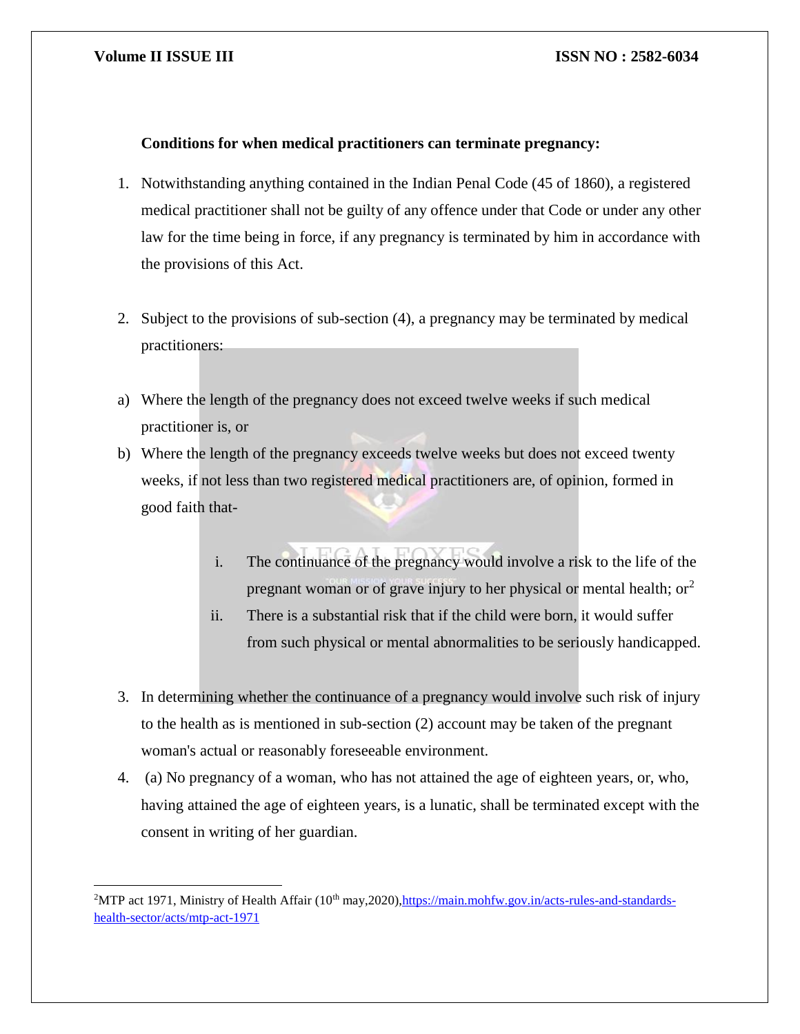**Conditions for when medical practitioners can terminate pregnancy:**

1. Notwithstanding anything contained in the Indian Penal Code (45 of 1860), a registered medical practitioner shall not be guilty of any offence under that Code or under any other law for the time being in force, if any pregnancy is terminated by him in accordance with the provisions of this Act.

2. Subject to the provisions of sub-section (4), a pregnancy may be terminated by medical practitioners:

a) Where the length of the pregnancy does not exceed twelve weeks if such medical practitioner is, or
b) Where the length of the pregnancy exceeds twelve weeks but does not exceed twenty weeks, if not less than two registered medical practitioners are, of opinion, formed in good faith that-

    i. The continuance of the pregnancy would involve a risk to the life of the pregnant woman or of grave injury to her physical or mental health; or[2]
    ii. There is a substantial risk that if the child were born, it would suffer from such physical or mental abnormalities to be seriously handicapped.

3. In determining whether the continuance of a pregnancy would involve such risk of injury to the health as is mentioned in sub-section (2) account may be taken of the pregnant woman's actual or reasonably foreseeable environment.
4. (a) No pregnancy of a woman, who has not attained the age of eighteen years, or, who, having attained the age of eighteen years, is a lunatic, shall be terminated except with the consent in writing of her guardian.

---

[2] MTP act 1971, Ministry of Health Affair (10th may,2020), https://main.mohfw.gov.in/acts-rules-and-standards-health-sector/acts/mtp-act-1971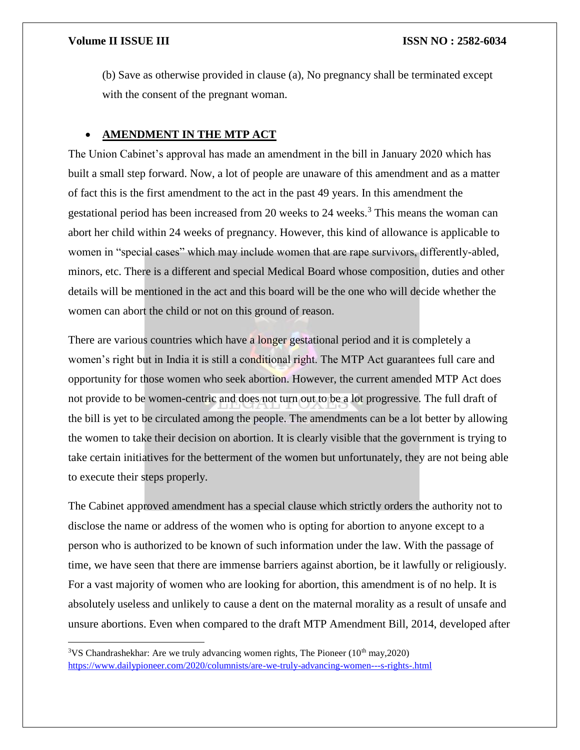(b) Save as otherwise provided in clause (a), No pregnancy shall be terminated except with the consent of the pregnant woman.

- **AMENDMENT IN THE MTP ACT**

The Union Cabinet's approval has made an amendment in the bill in January 2020 which has built a small step forward. Now, a lot of people are unaware of this amendment and as a matter of fact this is the first amendment to the act in the past 49 years. In this amendment the gestational period has been increased from 20 weeks to 24 weeks.[3] This means the woman can abort her child within 24 weeks of pregnancy. However, this kind of allowance is applicable to women in "special cases" which may include women that are rape survivors, differently-abled, minors, etc. There is a different and special Medical Board whose composition, duties and other details will be mentioned in the act and this board will be the one who will decide whether the women can abort the child or not on this ground of reason.

There are various countries which have a longer gestational period and it is completely a women's right but in India it is still a conditional right. The MTP Act guarantees full care and opportunity for those women who seek abortion. However, the current amended MTP Act does not provide to be women-centric and does not turn out to be a lot progressive. The full draft of the bill is yet to be circulated among the people. The amendments can be a lot better by allowing the women to take their decision on abortion. It is clearly visible that the government is trying to take certain initiatives for the betterment of the women but unfortunately, they are not being able to execute their steps properly.

The Cabinet approved amendment has a special clause which strictly orders the authority not to disclose the name or address of the women who is opting for abortion to anyone except to a person who is authorized to be known of such information under the law. With the passage of time, we have seen that there are immense barriers against abortion, be it lawfully or religiously. For a vast majority of women who are looking for abortion, this amendment is of no help. It is absolutely useless and unlikely to cause a dent on the maternal morality as a result of unsafe and unsure abortions. Even when compared to the draft MTP Amendment Bill, 2014, developed after

---

[3] VS Chandrashekhar: Are we truly advancing women rights, The Pioneer (10th may,2020) https://www.dailypioneer.com/2020/columnists/are-we-truly-advancing-women---s-rights-.html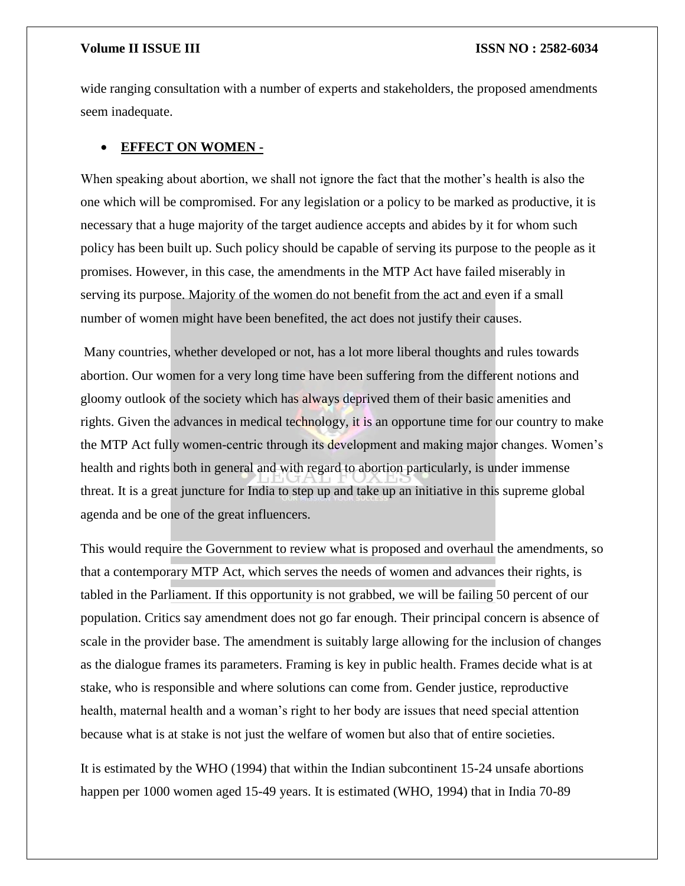wide ranging consultation with a number of experts and stakeholders, the proposed amendments seem inadequate.

- **EFFECT ON WOMEN -**

When speaking about abortion, we shall not ignore the fact that the mother's health is also the one which will be compromised. For any legislation or a policy to be marked as productive, it is necessary that a huge majority of the target audience accepts and abides by it for whom such policy has been built up. Such policy should be capable of serving its purpose to the people as it promises. However, in this case, the amendments in the MTP Act have failed miserably in serving its purpose. Majority of the women do not benefit from the act and even if a small number of women might have been benefited, the act does not justify their causes.

Many countries, whether developed or not, has a lot more liberal thoughts and rules towards abortion. Our women for a very long time have been suffering from the different notions and gloomy outlook of the society which has always deprived them of their basic amenities and rights. Given the advances in medical technology, it is an opportune time for our country to make the MTP Act fully women-centric through its development and making major changes. Women's health and rights both in general and with regard to abortion particularly, is under immense threat. It is a great juncture for India to step up and take up an initiative in this supreme global agenda and be one of the great influencers.

This would require the Government to review what is proposed and overhaul the amendments, so that a contemporary MTP Act, which serves the needs of women and advances their rights, is tabled in the Parliament. If this opportunity is not grabbed, we will be failing 50 percent of our population. Critics say amendment does not go far enough. Their principal concern is absence of scale in the provider base. The amendment is suitably large allowing for the inclusion of changes as the dialogue frames its parameters. Framing is key in public health. Frames decide what is at stake, who is responsible and where solutions can come from. Gender justice, reproductive health, maternal health and a woman's right to her body are issues that need special attention because what is at stake is not just the welfare of women but also that of entire societies.

It is estimated by the WHO (1994) that within the Indian subcontinent 15-24 unsafe abortions happen per 1000 women aged 15-49 years. It is estimated (WHO, 1994) that in India 70-89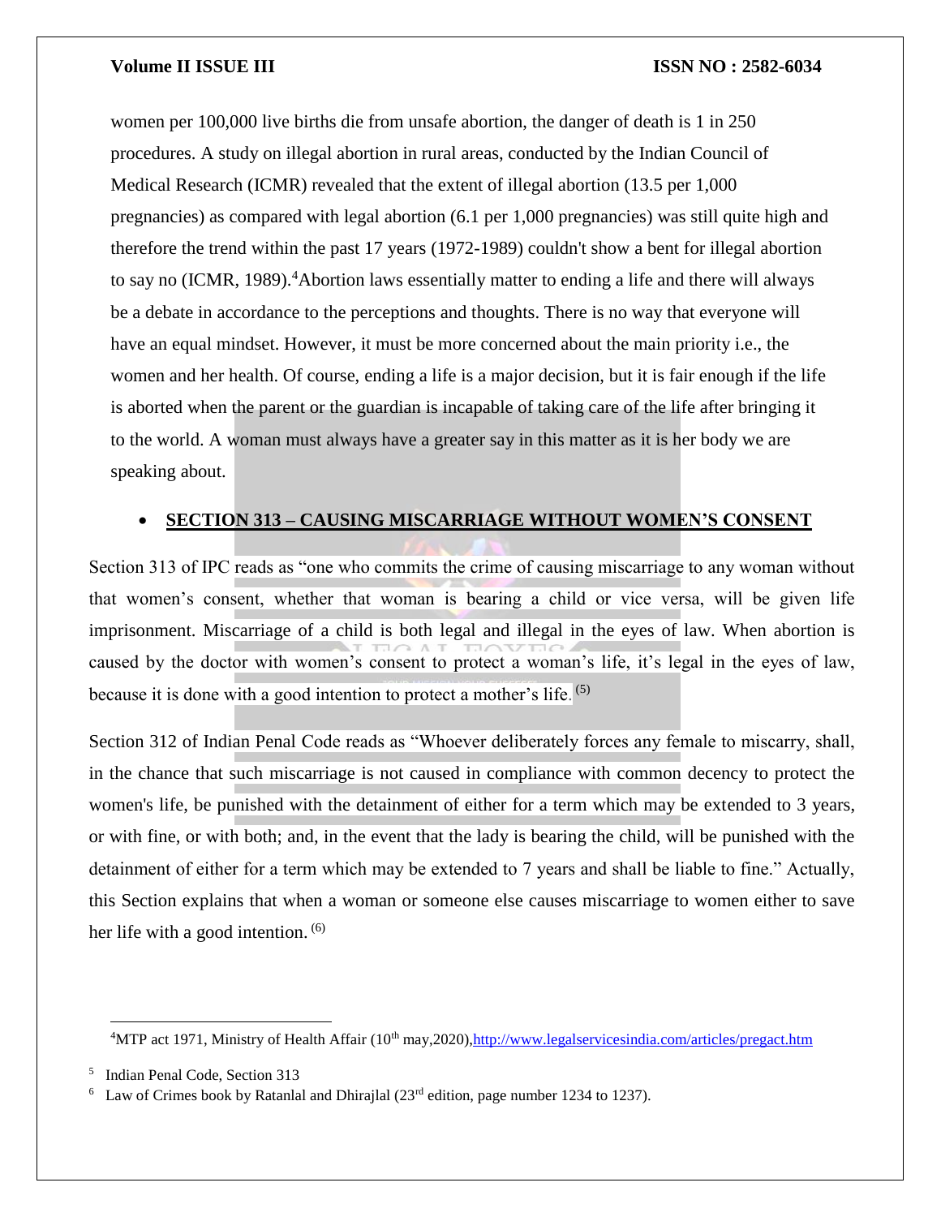women per 100,000 live births die from unsafe abortion, the danger of death is 1 in 250 procedures. A study on illegal abortion in rural areas, conducted by the Indian Council of Medical Research (ICMR) revealed that the extent of illegal abortion (13.5 per 1,000 pregnancies) as compared with legal abortion (6.1 per 1,000 pregnancies) was still quite high and therefore the trend within the past 17 years (1972-1989) couldn't show a bent for illegal abortion to say no (ICMR, 1989).[4]Abortion laws essentially matter to ending a life and there will always be a debate in accordance to the perceptions and thoughts. There is no way that everyone will have an equal mindset. However, it must be more concerned about the main priority i.e., the women and her health. Of course, ending a life is a major decision, but it is fair enough if the life is aborted when the parent or the guardian is incapable of taking care of the life after bringing it to the world. A woman must always have a greater say in this matter as it is her body we are speaking about.

- **SECTION 313 – CAUSING MISCARRIAGE WITHOUT WOMEN'S CONSENT**

Section 313 of IPC reads as "one who commits the crime of causing miscarriage to any woman without that women's consent, whether that woman is bearing a child or vice versa, will be given life imprisonment. Miscarriage of a child is both legal and illegal in the eyes of law. When abortion is caused by the doctor with women's consent to protect a woman's life, it's legal in the eyes of law, because it is done with a good intention to protect a mother's life. [5]

Section 312 of Indian Penal Code reads as "Whoever deliberately forces any female to miscarry, shall, in the chance that such miscarriage is not caused in compliance with common decency to protect the women's life, be punished with the detainment of either for a term which may be extended to 3 years, or with fine, or with both; and, in the event that the lady is bearing the child, will be punished with the detainment of either for a term which may be extended to 7 years and shall be liable to fine." Actually, this Section explains that when a woman or someone else causes miscarriage to women either to save her life with a good intention. [6]

---

[4] MTP act 1971, Ministry of Health Affair (10th may,2020),http://www.legalservicesindia.com/articles/pregact.htm

[5] Indian Penal Code, Section 313

[6] Law of Crimes book by Ratanlal and Dhirajlal (23rd edition, page number 1234 to 1237).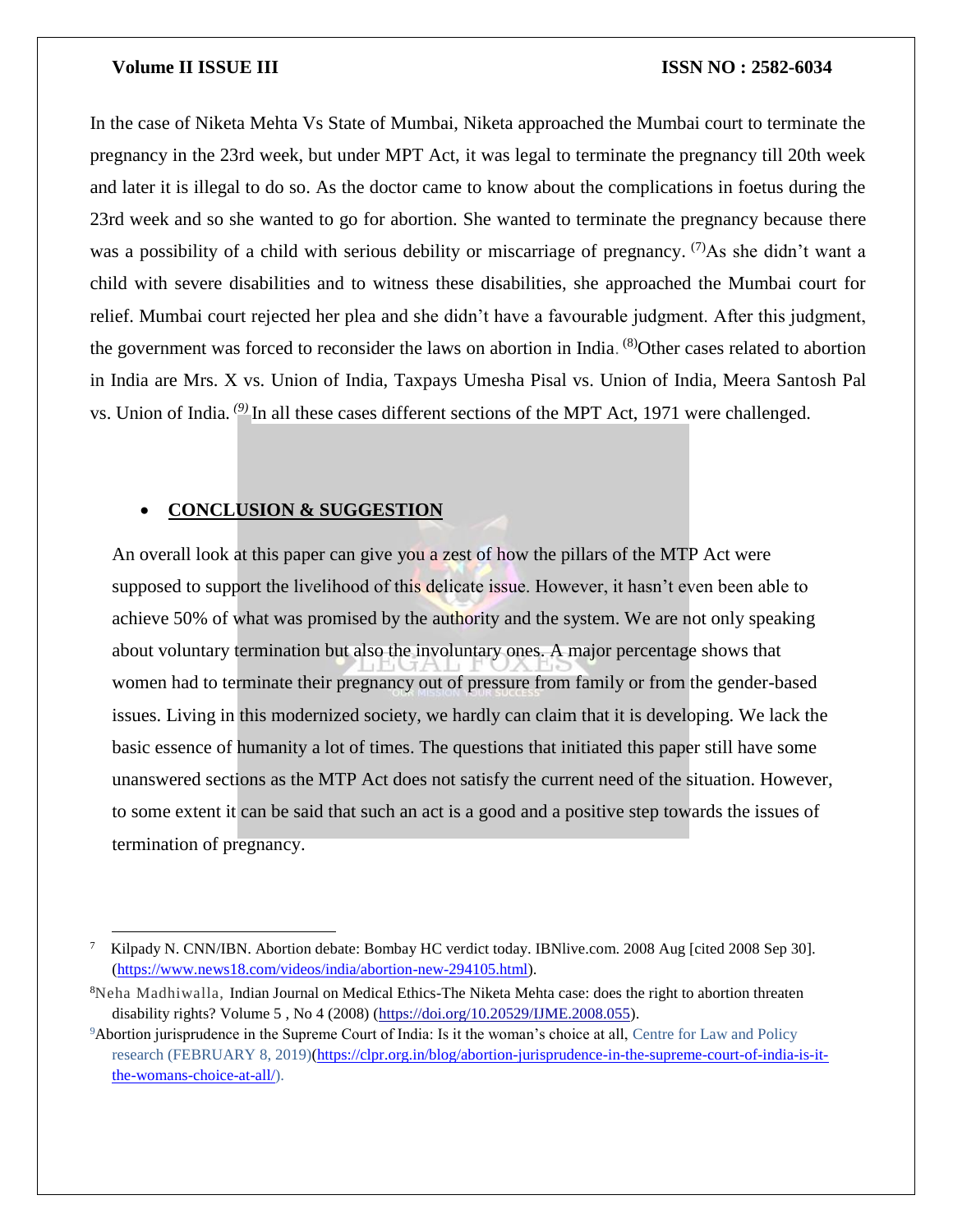In the case of Niketa Mehta Vs State of Mumbai, Niketa approached the Mumbai court to terminate the pregnancy in the 23rd week, but under MPT Act, it was legal to terminate the pregnancy till 20th week and later it is illegal to do so. As the doctor came to know about the complications in foetus during the 23rd week and so she wanted to go for abortion. She wanted to terminate the pregnancy because there was a possibility of a child with serious debility or miscarriage of pregnancy. [(7)]As she didn't want a child with severe disabilities and to witness these disabilities, she approached the Mumbai court for relief. Mumbai court rejected her plea and she didn't have a favourable judgment. After this judgment, the government was forced to reconsider the laws on abortion in India. [(8)]Other cases related to abortion in India are Mrs. X vs. Union of India, Taxpays Umesha Pisal vs. Union of India, Meera Santosh Pal vs. Union of India. [(9)] In all these cases different sections of the MPT Act, 1971 were challenged.

- **CONCLUSION & SUGGESTION**

An overall look at this paper can give you a zest of how the pillars of the MTP Act were supposed to support the livelihood of this delicate issue. However, it hasn't even been able to achieve 50% of what was promised by the authority and the system. We are not only speaking about voluntary termination but also the involuntary ones. A major percentage shows that women had to terminate their pregnancy out of pressure from family or from the gender-based issues. Living in this modernized society, we hardly can claim that it is developing. We lack the basic essence of humanity a lot of times. The questions that initiated this paper still have some unanswered sections as the MTP Act does not satisfy the current need of the situation. However, to some extent it can be said that such an act is a good and a positive step towards the issues of termination of pregnancy.

---

[7] Kilpady N. CNN/IBN. Abortion debate: Bombay HC verdict today. IBNlive.com. 2008 Aug [cited 2008 Sep 30]. (https://www.news18.com/videos/india/abortion-new-294105.html).

[8] Neha Madhiwalla, Indian Journal on Medical Ethics-The Niketa Mehta case: does the right to abortion threaten disability rights? Volume 5 , No 4 (2008) (https://doi.org/10.20529/IJME.2008.055).

[9] Abortion jurisprudence in the Supreme Court of India: Is it the woman's choice at all, Centre for Law and Policy research (FEBRUARY 8, 2019)(https://clpr.org.in/blog/abortion-jurisprudence-in-the-supreme-court-of-india-is-it-the-womans-choice-at-all/).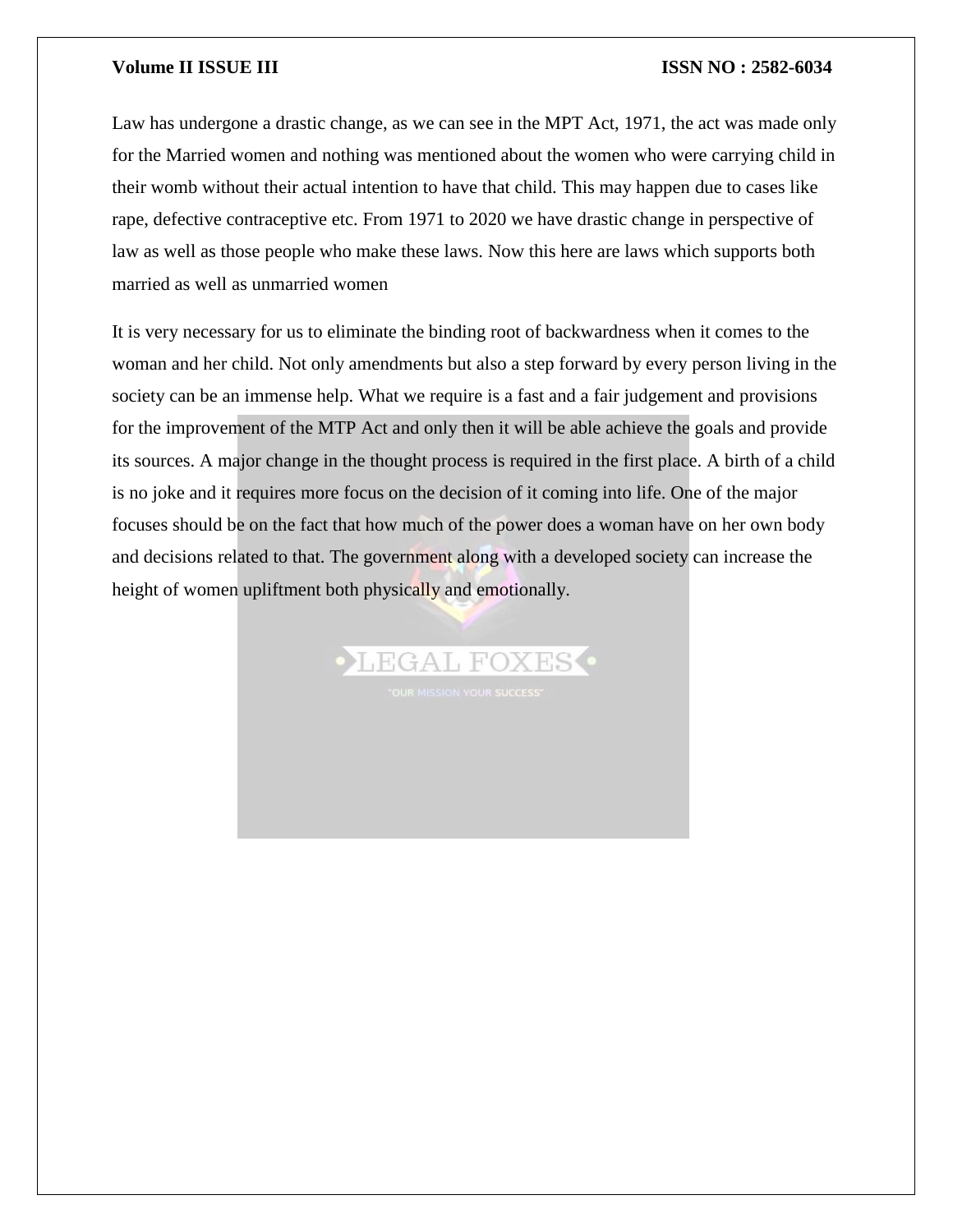Law has undergone a drastic change, as we can see in the MPT Act, 1971, the act was made only for the Married women and nothing was mentioned about the women who were carrying child in their womb without their actual intention to have that child. This may happen due to cases like rape, defective contraceptive etc. From 1971 to 2020 we have drastic change in perspective of law as well as those people who make these laws. Now this here are laws which supports both married as well as unmarried women

It is very necessary for us to eliminate the binding root of backwardness when it comes to the woman and her child. Not only amendments but also a step forward by every person living in the society can be an immense help. What we require is a fast and a fair judgement and provisions for the improvement of the MTP Act and only then it will be able achieve the goals and provide its sources. A major change in the thought process is required in the first place. A birth of a child is no joke and it requires more focus on the decision of it coming into life. One of the major focuses should be on the fact that how much of the power does a woman have on her own body and decisions related to that. The government along with a developed society can increase the height of women upliftment both physically and emotionally.